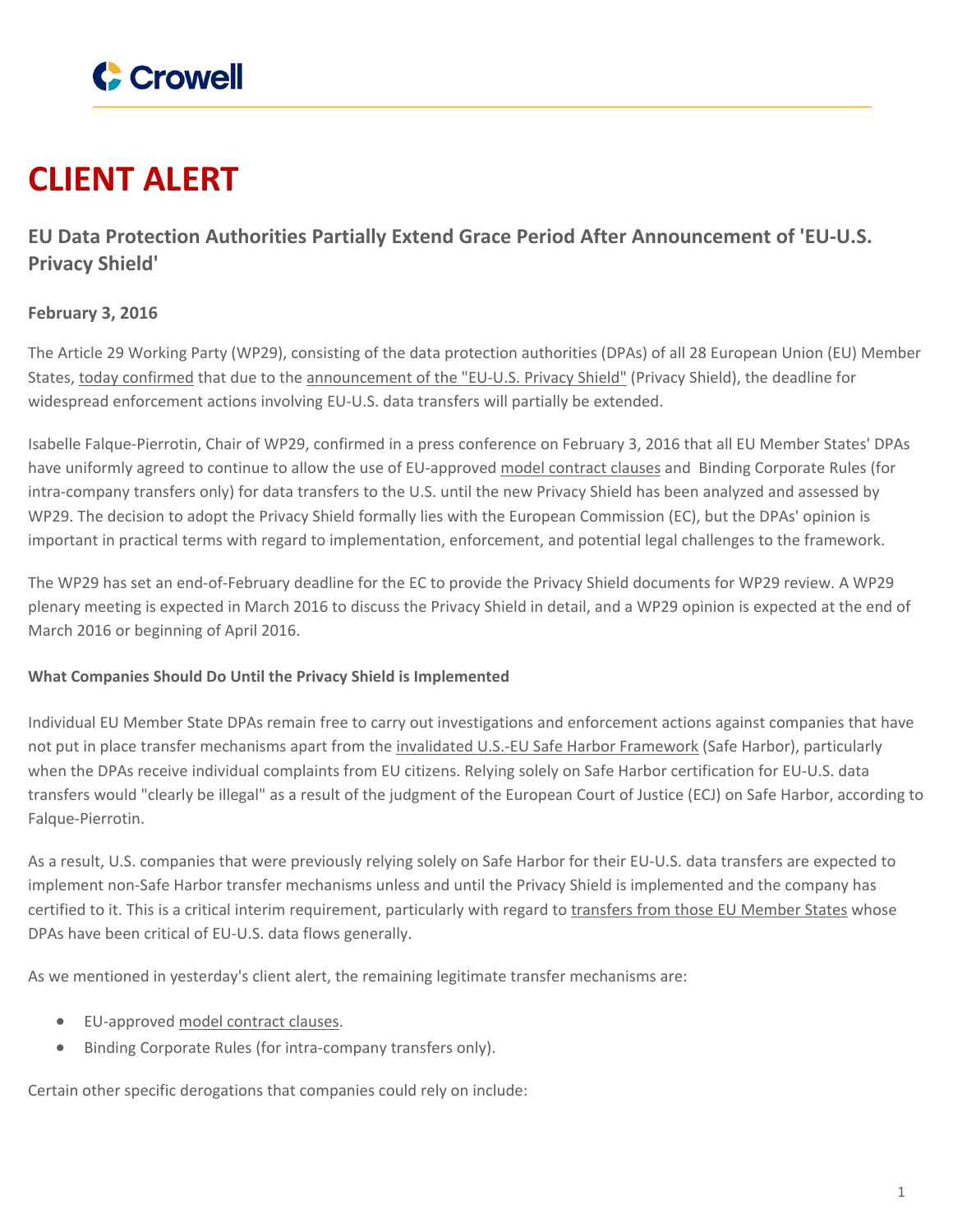# CLIENT ALERT

## EU Data Protection Authorities Partially Extend Grace Period After Announcement of 'EU-U.S. Privacy Shield'

**February 3, 2016**

The Article 29 Working Party (WP29), consisting of the data protection authorities (DPAs) of all 28 European Union (EU) Member States, today confirmed that due to the announcement of the "EU-U.S. Privacy Shield" (Privacy Shield), the deadline for widespread enforcement actions involving EU-U.S. data transfers will partially be extended.

Isabelle Falque-Pierrotin, Chair of WP29, confirmed in a press conference on February 3, 2016 that all EU Member States' DPAs have uniformly agreed to continue to allow the use of EU-approved model contract clauses and Binding Corporate Rules (for intra-company transfers only) for data transfers to the U.S. until the new Privacy Shield has been analyzed and assessed by WP29. The decision to adopt the Privacy Shield formally lies with the European Commission (EC), but the DPAs' opinion is important in practical terms with regard to implementation, enforcement, and potential legal challenges to the framework.

The WP29 has set an end-of-February deadline for the EC to provide the Privacy Shield documents for WP29 review. A WP29 plenary meeting is expected in March 2016 to discuss the Privacy Shield in detail, and a WP29 opinion is expected at the end of March 2016 or beginning of April 2016.

**What Companies Should Do Until the Privacy Shield is Implemented**

Individual EU Member State DPAs remain free to carry out investigations and enforcement actions against companies that have not put in place transfer mechanisms apart from the invalidated U.S.-EU Safe Harbor Framework (Safe Harbor), particularly when the DPAs receive individual complaints from EU citizens. Relying solely on Safe Harbor certification for EU-U.S. data transfers would "clearly be illegal" as a result of the judgment of the European Court of Justice (ECJ) on Safe Harbor, according to Falque-Pierrotin.

As a result, U.S. companies that were previously relying solely on Safe Harbor for their EU-U.S. data transfers are expected to implement non-Safe Harbor transfer mechanisms unless and until the Privacy Shield is implemented and the company has certified to it. This is a critical interim requirement, particularly with regard to transfers from those EU Member States whose DPAs have been critical of EU-U.S. data flows generally.

As we mentioned in yesterday's client alert, the remaining legitimate transfer mechanisms are:

- EU-approved model contract clauses.
- Binding Corporate Rules (for intra-company transfers only).

Certain other specific derogations that companies could rely on include: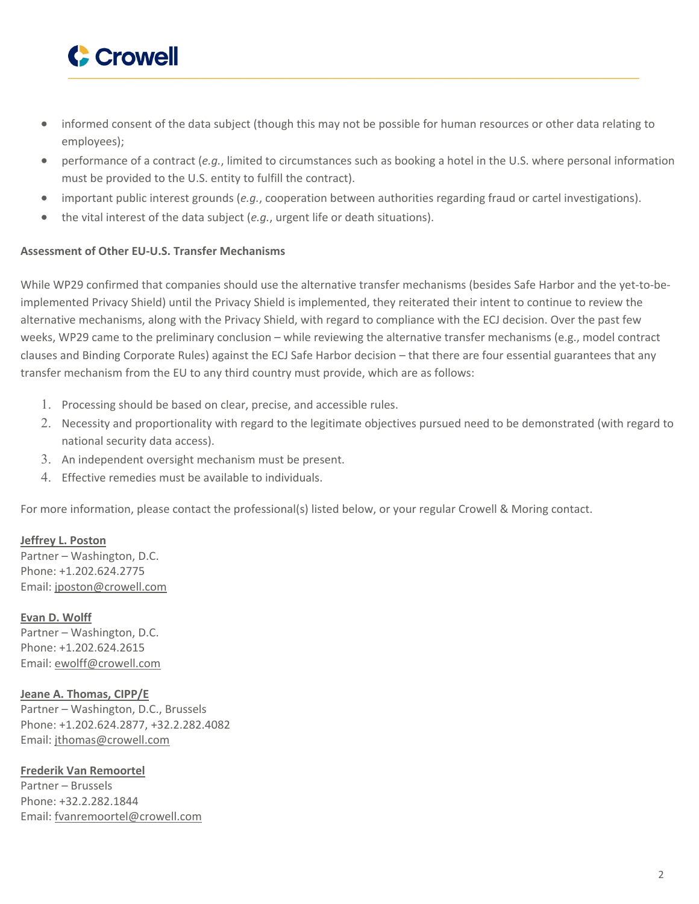- informed consent of the data subject (though this may not be possible for human resources or other data relating to employees);
- performance of a contract (*e.g.*, limited to circumstances such as booking a hotel in the U.S. where personal information must be provided to the U.S. entity to fulfill the contract).
- important public interest grounds (*e.g.*, cooperation between authorities regarding fraud or cartel investigations).
- the vital interest of the data subject (*e.g.*, urgent life or death situations).

**Assessment of Other EU-U.S. Transfer Mechanisms**

While WP29 confirmed that companies should use the alternative transfer mechanisms (besides Safe Harbor and the yet-to-be-implemented Privacy Shield) until the Privacy Shield is implemented, they reiterated their intent to continue to review the alternative mechanisms, along with the Privacy Shield, with regard to compliance with the ECJ decision. Over the past few weeks, WP29 came to the preliminary conclusion – while reviewing the alternative transfer mechanisms (e.g., model contract clauses and Binding Corporate Rules) against the ECJ Safe Harbor decision – that there are four essential guarantees that any transfer mechanism from the EU to any third country must provide, which are as follows:

1. Processing should be based on clear, precise, and accessible rules.
2. Necessity and proportionality with regard to the legitimate objectives pursued need to be demonstrated (with regard to national security data access).
3. An independent oversight mechanism must be present.
4. Effective remedies must be available to individuals.

For more information, please contact the professional(s) listed below, or your regular Crowell & Moring contact.

**Jeffrey L. Poston**
Partner – Washington, D.C.
Phone: +1.202.624.2775
Email: jposton@crowell.com

**Evan D. Wolff**
Partner – Washington, D.C.
Phone: +1.202.624.2615
Email: ewolff@crowell.com

**Jeane A. Thomas, CIPP/E**
Partner – Washington, D.C., Brussels
Phone: +1.202.624.2877, +32.2.282.4082
Email: jthomas@crowell.com

**Frederik Van Remoortel**
Partner – Brussels
Phone: +32.2.282.1844
Email: fvanremoortel@crowell.com